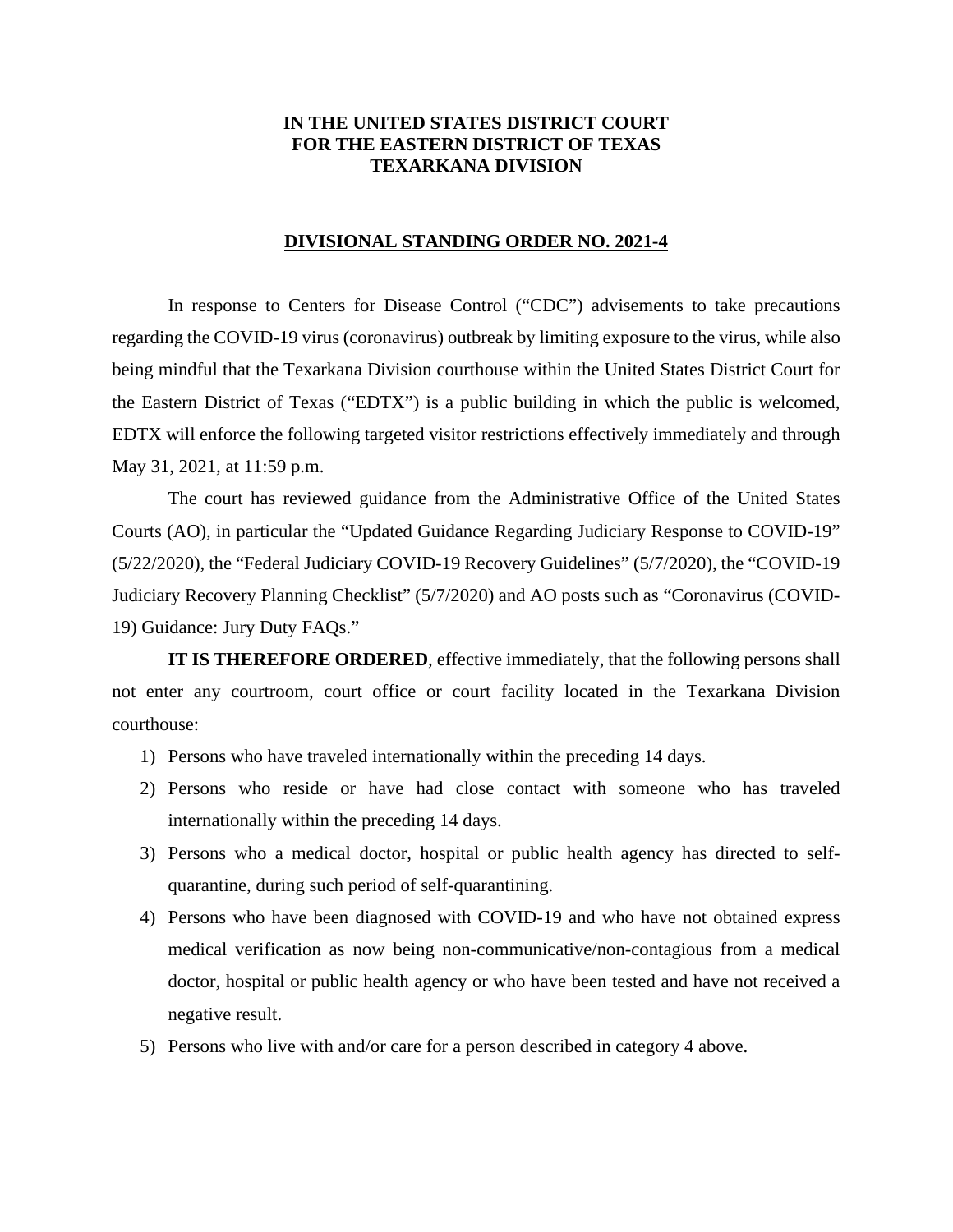**IN THE UNITED STATES DISTRICT COURT**
**FOR THE EASTERN DISTRICT OF TEXAS**
**TEXARKANA DIVISION**

**DIVISIONAL STANDING ORDER NO. 2021-4**

In response to Centers for Disease Control ("CDC") advisements to take precautions regarding the COVID-19 virus (coronavirus) outbreak by limiting exposure to the virus, while also being mindful that the Texarkana Division courthouse within the United States District Court for the Eastern District of Texas ("EDTX") is a public building in which the public is welcomed, EDTX will enforce the following targeted visitor restrictions effectively immediately and through May 31, 2021, at 11:59 p.m.

The court has reviewed guidance from the Administrative Office of the United States Courts (AO), in particular the "Updated Guidance Regarding Judiciary Response to COVID-19" (5/22/2020), the "Federal Judiciary COVID-19 Recovery Guidelines" (5/7/2020), the "COVID-19 Judiciary Recovery Planning Checklist" (5/7/2020) and AO posts such as "Coronavirus (COVID-19) Guidance: Jury Duty FAQs."

**IT IS THEREFORE ORDERED**, effective immediately, that the following persons shall not enter any courtroom, court office or court facility located in the Texarkana Division courthouse:

1) Persons who have traveled internationally within the preceding 14 days.
2) Persons who reside or have had close contact with someone who has traveled internationally within the preceding 14 days.
3) Persons who a medical doctor, hospital or public health agency has directed to self-quarantine, during such period of self-quarantining.
4) Persons who have been diagnosed with COVID-19 and who have not obtained express medical verification as now being non-communicative/non-contagious from a medical doctor, hospital or public health agency or who have been tested and have not received a negative result.
5) Persons who live with and/or care for a person described in category 4 above.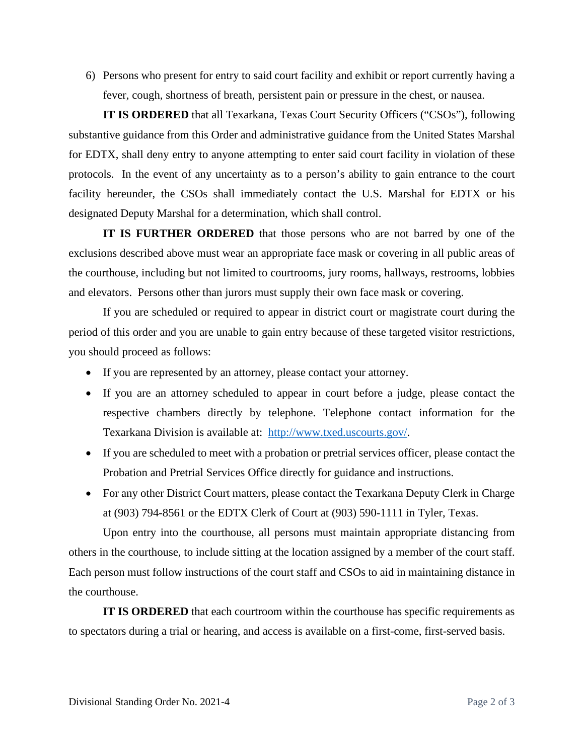6) Persons who present for entry to said court facility and exhibit or report currently having a fever, cough, shortness of breath, persistent pain or pressure in the chest, or nausea.

**IT IS ORDERED** that all Texarkana, Texas Court Security Officers ("CSOs"), following substantive guidance from this Order and administrative guidance from the United States Marshal for EDTX, shall deny entry to anyone attempting to enter said court facility in violation of these protocols. In the event of any uncertainty as to a person's ability to gain entrance to the court facility hereunder, the CSOs shall immediately contact the U.S. Marshal for EDTX or his designated Deputy Marshal for a determination, which shall control.

**IT IS FURTHER ORDERED** that those persons who are not barred by one of the exclusions described above must wear an appropriate face mask or covering in all public areas of the courthouse, including but not limited to courtrooms, jury rooms, hallways, restrooms, lobbies and elevators. Persons other than jurors must supply their own face mask or covering.

If you are scheduled or required to appear in district court or magistrate court during the period of this order and you are unable to gain entry because of these targeted visitor restrictions, you should proceed as follows:

- If you are represented by an attorney, please contact your attorney.
- If you are an attorney scheduled to appear in court before a judge, please contact the respective chambers directly by telephone. Telephone contact information for the Texarkana Division is available at: [http://www.txed.uscourts.gov/](http://www.txed.uscourts.gov/).
- If you are scheduled to meet with a probation or pretrial services officer, please contact the Probation and Pretrial Services Office directly for guidance and instructions.
- For any other District Court matters, please contact the Texarkana Deputy Clerk in Charge at (903) 794-8561 or the EDTX Clerk of Court at (903) 590-1111 in Tyler, Texas.

Upon entry into the courthouse, all persons must maintain appropriate distancing from others in the courthouse, to include sitting at the location assigned by a member of the court staff. Each person must follow instructions of the court staff and CSOs to aid in maintaining distance in the courthouse.

**IT IS ORDERED** that each courtroom within the courthouse has specific requirements as to spectators during a trial or hearing, and access is available on a first-come, first-served basis.

Divisional Standing Order No. 2021-4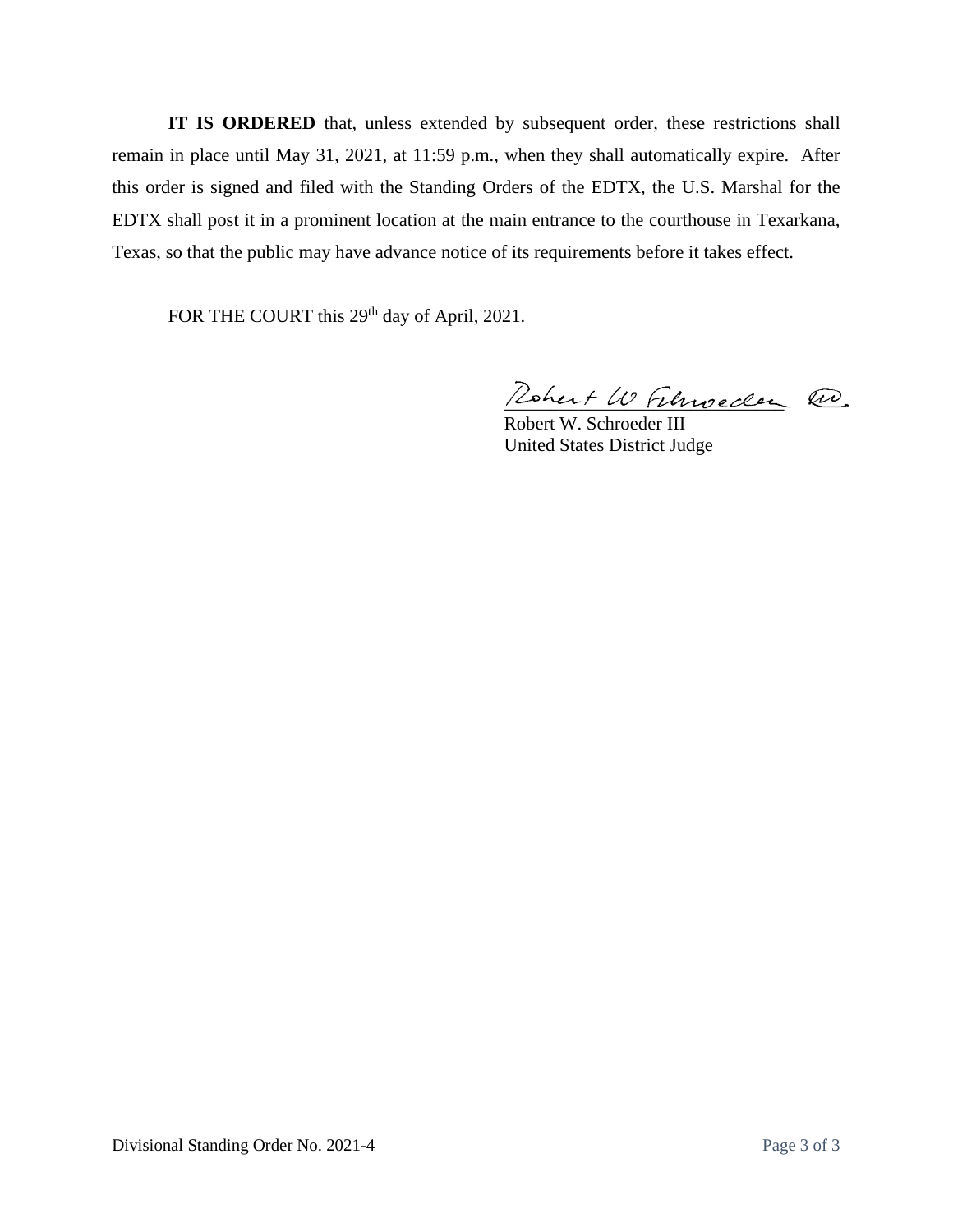**IT IS ORDERED** that, unless extended by subsequent order, these restrictions shall remain in place until May 31, 2021, at 11:59 p.m., when they shall automatically expire. After this order is signed and filed with the Standing Orders of the EDTX, the U.S. Marshal for the EDTX shall post it in a prominent location at the main entrance to the courthouse in Texarkana, Texas, so that the public may have advance notice of its requirements before it takes effect.

FOR THE COURT this 29th day of April, 2021.

Robert W. Schroeder III
United States District Judge

Divisional Standing Order No. 2021-4